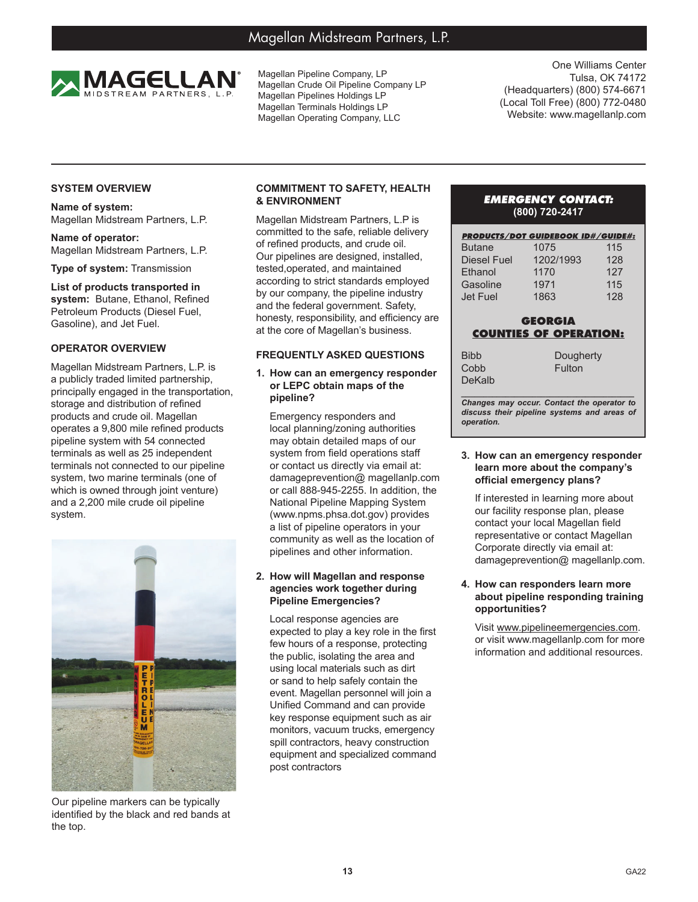# Magellan Midstream Partners, L.P.

Magellan Pipeline Company, LP
Magellan Crude Oil Pipeline Company LP
Magellan Pipelines Holdings LP
Magellan Terminals Holdings LP
Magellan Operating Company, LLC

One Williams Center
Tulsa, OK 74172
(Headquarters) (800) 574-6671
(Local Toll Free) (800) 772-0480
Website: www.magellanlp.com

## SYSTEM OVERVIEW

**Name of system:**
Magellan Midstream Partners, L.P.

**Name of operator:**
Magellan Midstream Partners, L.P.

**Type of system:** Transmission

**List of products transported in system:** Butane, Ethanol, Refined Petroleum Products (Diesel Fuel, Gasoline), and Jet Fuel.

## OPERATOR OVERVIEW

Magellan Midstream Partners, L.P. is a publicly traded limited partnership, principally engaged in the transportation, storage and distribution of refined products and crude oil. Magellan operates a 9,800 mile refined products pipeline system with 54 connected terminals as well as 25 independent terminals not connected to our pipeline system, two marine terminals (one of which is owned through joint venture) and a 2,200 mile crude oil pipeline system.

Our pipeline markers can be typically identified by the black and red bands at the top.

## COMMITMENT TO SAFETY, HEALTH & ENVIRONMENT

Magellan Midstream Partners, L.P is committed to the safe, reliable delivery of refined products, and crude oil. Our pipelines are designed, installed, tested,operated, and maintained according to strict standards employed by our company, the pipeline industry and the federal government. Safety, honesty, responsibility, and efficiency are at the core of Magellan's business.

## FREQUENTLY ASKED QUESTIONS

**1. How can an emergency responder or LEPC obtain maps of the pipeline?**

Emergency responders and local planning/zoning authorities may obtain detailed maps of our system from field operations staff or contact us directly via email at: damageprevention@ magellanlp.com or call 888-945-2255. In addition, the National Pipeline Mapping System (www.npms.phsa.dot.gov) provides a list of pipeline operators in your community as well as the location of pipelines and other information.

**2. How will Magellan and response agencies work together during Pipeline Emergencies?**

Local response agencies are expected to play a key role in the first few hours of a response, protecting the public, isolating the area and using local materials such as dirt or sand to help safely contain the event. Magellan personnel will join a Unified Command and can provide key response equipment such as air monitors, vacuum trucks, emergency spill contractors, heavy construction equipment and specialized command post contractors

### EMERGENCY CONTACT:
**(800) 720-2417**

| PRODUCTS/DOT GUIDEBOOK ID#/GUIDE#: | | |
|---|---|---|
| Butane | 1075 | 115 |
| Diesel Fuel | 1202/1993 | 128 |
| Ethanol | 1170 | 127 |
| Gasoline | 1971 | 115 |
| Jet Fuel | 1863 | 128 |

### GEORGIA COUNTIES OF OPERATION:

| | |
|---|---|
| Bibb | Dougherty |
| Cobb | Fulton |
| DeKalb | |

***Changes may occur. Contact the operator to discuss their pipeline systems and areas of operation.***

**3. How can an emergency responder learn more about the company's official emergency plans?**

If interested in learning more about our facility response plan, please contact your local Magellan field representative or contact Magellan Corporate directly via email at: damageprevention@ magellanlp.com.

**4. How can responders learn more about pipeline responding training opportunities?**

Visit www.pipelineemergencies.com. or visit www.magellanlp.com for more information and additional resources.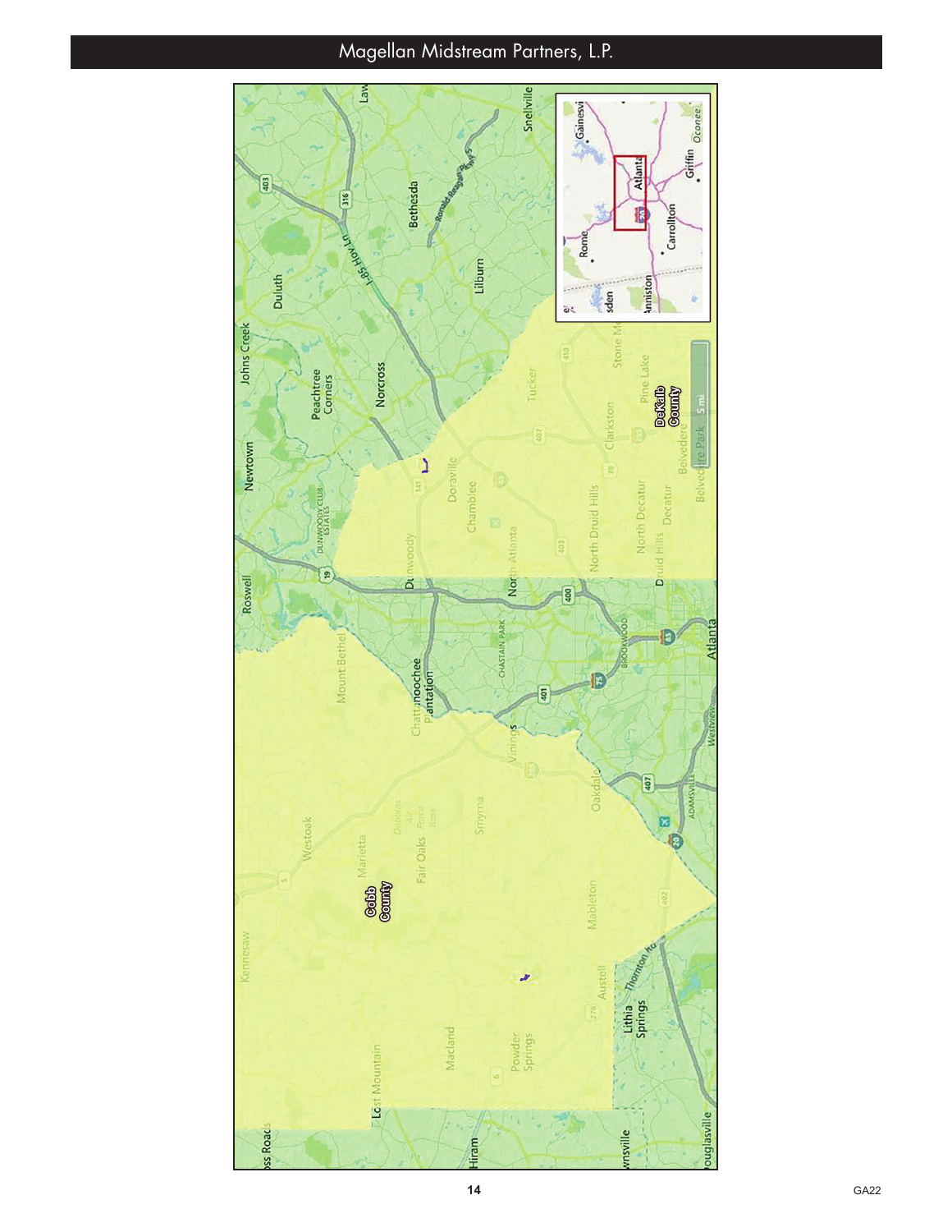# Magellan Midstream Partners, L.P.

Cobb County

DeKalb County

Atlanta

Roswell

Johns Creek

Duluth

Norcross

Lilburn

Snellville

Marietta

Smyrna

Mableton

Austell

Powder Springs

Lithia Springs

Kennesaw

Hiram

5 mi

GA22